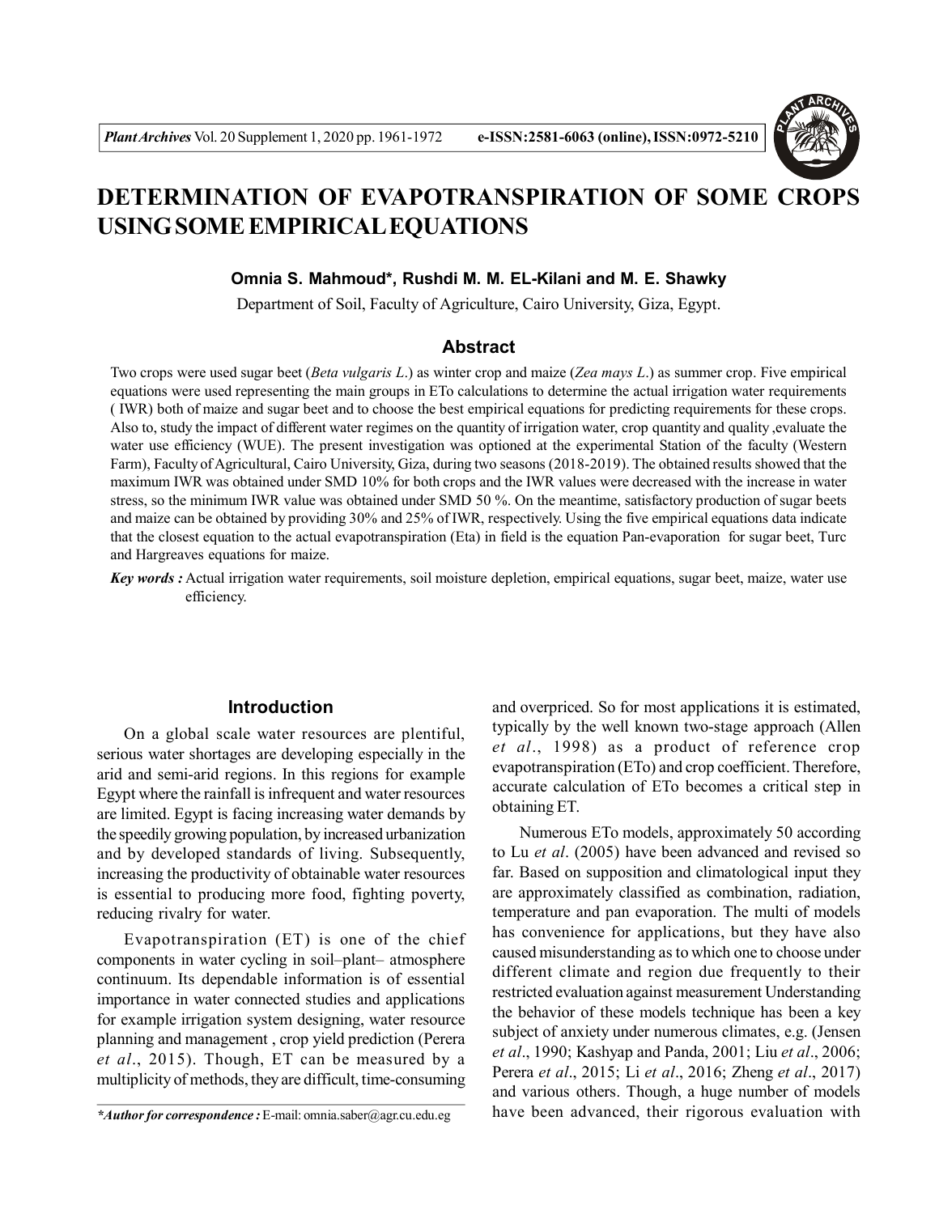# DETERMINATION OF EVAPOTRANSPIRATION OF SOME CROPS USING SOME EMPIRICAL EQUATIONS

**Omnia S. Mahmoud\*, Rushdi M. M. EL-Kilani and M. E. Shawky**

Department of Soil, Faculty of Agriculture, Cairo University, Giza, Egypt.

## Abstract

Two crops were used sugar beet (*Beta vulgaris L.*) as winter crop and maize (*Zea mays L.*) as summer crop. Five empirical equations were used representing the main groups in ETo calculations to determine the actual irrigation water requirements ( IWR) both of maize and sugar beet and to choose the best empirical equations for predicting requirements for these crops. Also to, study the impact of different water regimes on the quantity of irrigation water, crop quantity and quality ,evaluate the water use efficiency (WUE). The present investigation was optioned at the experimental Station of the faculty (Western Farm), Faculty of Agricultural, Cairo University, Giza, during two seasons (2018-2019). The obtained results showed that the maximum IWR was obtained under SMD 10% for both crops and the IWR values were decreased with the increase in water stress, so the minimum IWR value was obtained under SMD 50 %. On the meantime, satisfactory production of sugar beets and maize can be obtained by providing 30% and 25% of IWR, respectively. Using the five empirical equations data indicate that the closest equation to the actual evapotranspiration (Eta) in field is the equation Pan-evaporation for sugar beet, Turc and Hargreaves equations for maize.

***Key words :*** Actual irrigation water requirements, soil moisture depletion, empirical equations, sugar beet, maize, water use efficiency.

## Introduction

On a global scale water resources are plentiful, serious water shortages are developing especially in the arid and semi-arid regions. In this regions for example Egypt where the rainfall is infrequent and water resources are limited. Egypt is facing increasing water demands by the speedily growing population, by increased urbanization and by developed standards of living. Subsequently, increasing the productivity of obtainable water resources is essential to producing more food, fighting poverty, reducing rivalry for water.

Evapotranspiration (ET) is one of the chief components in water cycling in soil–plant– atmosphere continuum. Its dependable information is of essential importance in water connected studies and applications for example irrigation system designing, water resource planning and management , crop yield prediction (Perera *et al*., 2015). Though, ET can be measured by a multiplicity of methods, they are difficult, time-consuming and overpriced. So for most applications it is estimated, typically by the well known two-stage approach (Allen *et al*., 1998) as a product of reference crop evapotranspiration (ETo) and crop coefficient. Therefore, accurate calculation of ETo becomes a critical step in obtaining ET.

Numerous ETo models, approximately 50 according to Lu *et al*. (2005) have been advanced and revised so far. Based on supposition and climatological input they are approximately classified as combination, radiation, temperature and pan evaporation. The multi of models has convenience for applications, but they have also caused misunderstanding as to which one to choose under different climate and region due frequently to their restricted evaluation against measurement Understanding the behavior of these models technique has been a key subject of anxiety under numerous climates, e.g. (Jensen *et al*., 1990; Kashyap and Panda, 2001; Liu *et al*., 2006; Perera *et al*., 2015; Li *et al*., 2016; Zheng *et al*., 2017) and various others. Though, a huge number of models have been advanced, their rigorous evaluation with

***\*Author for correspondence :*** E-mail: omnia.saber@agr.cu.edu.eg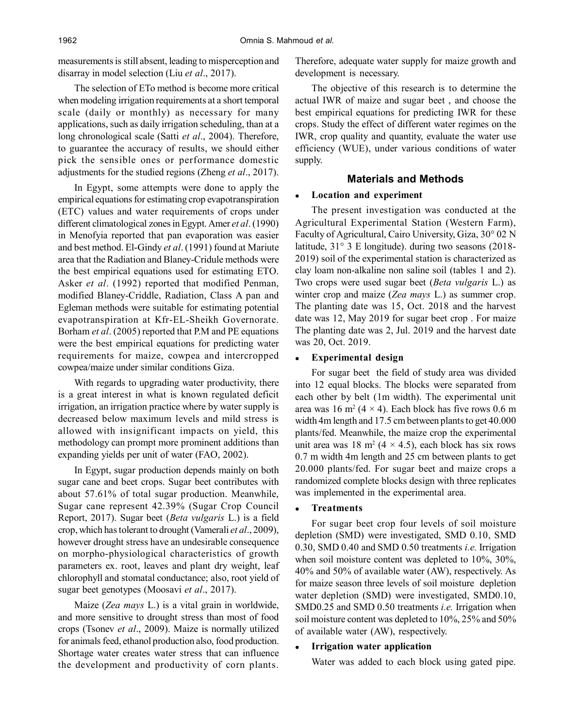measurements is still absent, leading to misperception and disarray in model selection (Liu *et al*., 2017).

The selection of ETo method is become more critical when modeling irrigation requirements at a short temporal scale (daily or monthly) as necessary for many applications, such as daily irrigation scheduling, than at a long chronological scale (Satti *et al*., 2004). Therefore, to guarantee the accuracy of results, we should either pick the sensible ones or performance domestic adjustments for the studied regions (Zheng *et al*., 2017).

In Egypt, some attempts were done to apply the empirical equations for estimating crop evapotranspiration (ETC) values and water requirements of crops under different climatological zones in Egypt. Amer *et al*. (1990) in Menofyia reported that pan evaporation was easier and best method. El-Gindy *et al*. (1991) found at Mariute area that the Radiation and Blaney-Cridule methods were the best empirical equations used for estimating ETO. Asker *et al*. (1992) reported that modified Penman, modified Blaney-Criddle, Radiation, Class A pan and Egleman methods were suitable for estimating potential evapotranspiration at Kfr-EL-Sheikh Governorate. Borham *et al*. (2005) reported that P.M and PE equations were the best empirical equations for predicting water requirements for maize, cowpea and intercropped cowpea/maize under similar conditions Giza.

With regards to upgrading water productivity, there is a great interest in what is known regulated deficit irrigation, an irrigation practice where by water supply is decreased below maximum levels and mild stress is allowed with insignificant impacts on yield, this methodology can prompt more prominent additions than expanding yields per unit of water (FAO, 2002).

In Egypt, sugar production depends mainly on both sugar cane and beet crops. Sugar beet contributes with about 57.61% of total sugar production. Meanwhile, Sugar cane represent 42.39% (Sugar Crop Council Report, 2017). Sugar beet (*Beta vulgaris* L.) is a field crop, which has tolerant to drought (Vamerali *et al*., 2009), however drought stress have an undesirable consequence on morpho-physiological characteristics of growth parameters ex. root, leaves and plant dry weight, leaf chlorophyll and stomatal conductance; also, root yield of sugar beet genotypes (Moosavi *et al*., 2017).

Maize (*Zea mays* L.) is a vital grain in worldwide, and more sensitive to drought stress than most of food crops (Tsonev *et al*., 2009). Maize is normally utilized for animals feed, ethanol production also, food production. Shortage water creates water stress that can influence the development and productivity of corn plants. Therefore, adequate water supply for maize growth and development is necessary.

The objective of this research is to determine the actual IWR of maize and sugar beet , and choose the best empirical equations for predicting IWR for these crops. Study the effect of different water regimes on the IWR, crop quality and quantity, evaluate the water use efficiency (WUE), under various conditions of water supply.

## Materials and Methods

- **Location and experiment**

The present investigation was conducted at the Agricultural Experimental Station (Western Farm), Faculty of Agricultural, Cairo University, Giza, 30° 02 N latitude, 31° 3 E longitude). during two seasons (2018-2019) soil of the experimental station is characterized as clay loam non-alkaline non saline soil (tables 1 and 2). Two crops were used sugar beet (*Beta vulgaris* L.) as winter crop and maize (*Zea mays* L.) as summer crop. The planting date was 15, Oct. 2018 and the harvest date was 12, May 2019 for sugar beet crop . For maize The planting date was 2, Jul. 2019 and the harvest date was 20, Oct. 2019.

- **Experimental design**

For sugar beet the field of study area was divided into 12 equal blocks. The blocks were separated from each other by belt (1m width). The experimental unit area was 16 $m^2$ (4 × 4). Each block has five rows 0.6 m width 4m length and 17.5 cm between plants to get 40.000 plants/fed. Meanwhile, the maize crop the experimental unit area was 18 $m^2$ (4 × 4.5), each block has six rows 0.7 m width 4m length and 25 cm between plants to get 20.000 plants/fed. For sugar beet and maize crops a randomized complete blocks design with three replicates was implemented in the experimental area.

- **Treatments**

For sugar beet crop four levels of soil moisture depletion (SMD) were investigated, SMD 0.10, SMD 0.30, SMD 0.40 and SMD 0.50 treatments *i.e.* Irrigation when soil moisture content was depleted to 10%, 30%, 40% and 50% of available water (AW), respectively. As for maize season three levels of soil moisture depletion water depletion (SMD) were investigated, SMD0.10, SMD0.25 and SMD 0.50 treatments *i.e.* Irrigation when soil moisture content was depleted to 10%, 25% and 50% of available water (AW), respectively.

- **Irrigation water application**

Water was added to each block using gated pipe.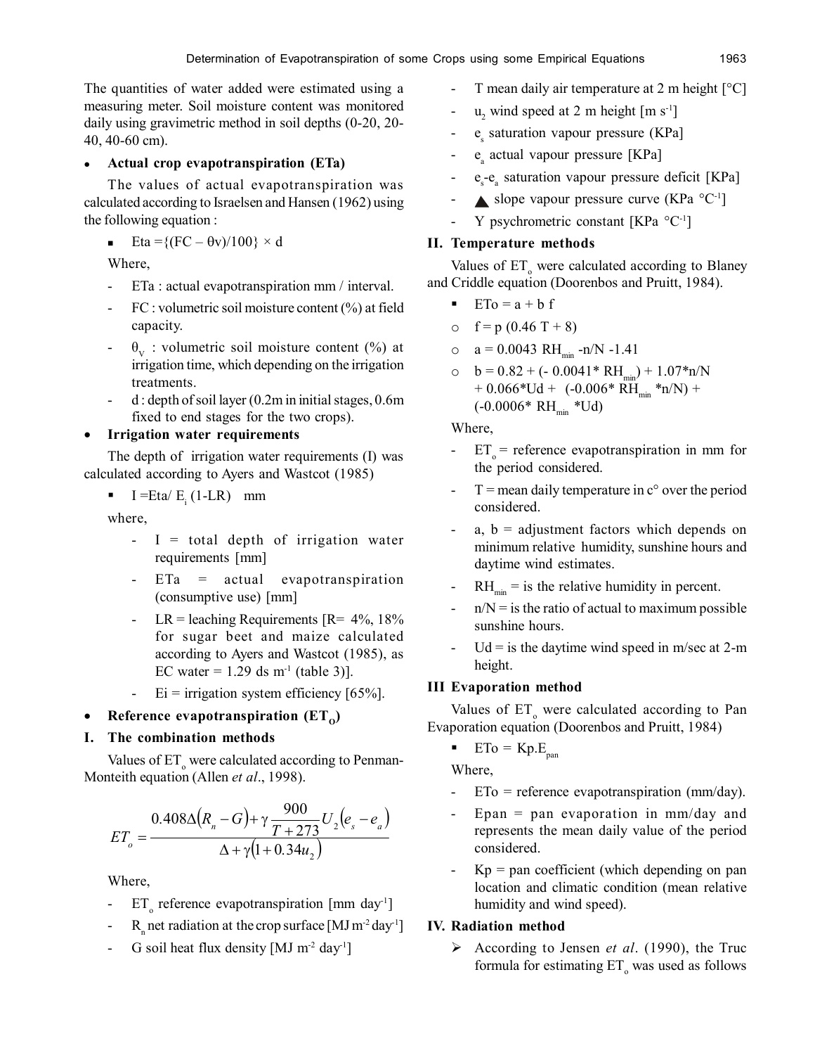The quantities of water added were estimated using a measuring meter. Soil moisture content was monitored daily using gravimetric method in soil depths (0-20, 20-40, 40-60 cm).

- **Actual crop evapotranspiration (ETa)**

The values of actual evapotranspiration was calculated according to Israelsen and Hansen (1962) using the following equation :

- Eta ={(FC – θv)/100} × d

Where,

- ETa : actual evapotranspiration mm / interval.
- FC : volumetric soil moisture content (%) at field capacity.
- $\theta_V$ : volumetric soil moisture content (%) at irrigation time, which depending on the irrigation treatments.
- d : depth of soil layer (0.2m in initial stages, 0.6m fixed to end stages for the two crops).

- **Irrigation water requirements**

The depth of irrigation water requirements (I) was calculated according to Ayers and Wastcot (1985)

- I =Eta/ $E_i$ (1-LR) mm

where,

- I = total depth of irrigation water requirements [mm]
- ETa = actual evapotranspiration (consumptive use) [mm]
- LR = leaching Requirements [R= 4%, 18% for sugar beet and maize calculated according to Ayers and Wastcot (1985), as EC water = 1.29 ds $m^{-1}$ (table 3)].
- Ei = irrigation system efficiency [65%].

- **Reference evapotranspiration ($ET_O$)**

## I. The combination methods

Values of $ET_o$ were calculated according to Penman-Monteith equation (Allen *et al*., 1998).

$$ET_o = \frac{0.408\Delta(R_n - G) + \gamma \dfrac{900}{T+273} U_2 (e_s - e_a)}{\Delta + \gamma(1 + 0.34u_2)}$$

Where,

- $ET_o$ reference evapotranspiration [mm $day^{-1}$]
- $R_n$ net radiation at the crop surface [MJ $m^{-2}$ $day^{-1}$]
- G soil heat flux density [MJ $m^{-2}$ $day^{-1}$]
- T mean daily air temperature at 2 m height [°C]
- $u_2$ wind speed at 2 m height [m $s^{-1}$]
- $e_s$ saturation vapour pressure (KPa]
- $e_a$ actual vapour pressure [KPa]
- $e_s$-$e_a$ saturation vapour pressure deficit [KPa]
- ▲ slope vapour pressure curve (KPa $°C^{-1}$]
- Y psychrometric constant [KPa $°C^{-1}$]

## II. Temperature methods

Values of $ET_o$ were calculated according to Blaney and Criddle equation (Doorenbos and Pruitt, 1984).

- ETo = a + b f
  - f = p (0.46 T + 8)
  - a = 0.0043 $RH_{min}$ -n/N -1.41
  - b = 0.82 + (- 0.0041* $RH_{min}$) + 1.07*n/N + 0.066*Ud + (-0.006* $RH_{min}$ *n/N) + (-0.0006* $RH_{min}$ *Ud)

Where,

- $ET_o$ = reference evapotranspiration in mm for the period considered.
- T = mean daily temperature in c° over the period considered.
- a, b = adjustment factors which depends on minimum relative humidity, sunshine hours and daytime wind estimates.
- $RH_{min}$ = is the relative humidity in percent.
- n/N = is the ratio of actual to maximum possible sunshine hours.
- Ud = is the daytime wind speed in m/sec at 2-m height.

## III Evaporation method

Values of $ET_o$ were calculated according to Pan Evaporation equation (Doorenbos and Pruitt, 1984)

- ETo = Kp.$E_{pan}$

Where,

- ETo = reference evapotranspiration (mm/day).
- Epan = pan evaporation in mm/day and represents the mean daily value of the period considered.
- Kp = pan coefficient (which depending on pan location and climatic condition (mean relative humidity and wind speed).

## IV. Radiation method

- According to Jensen *et al*. (1990), the Truc formula for estimating $ET_o$ was used as follows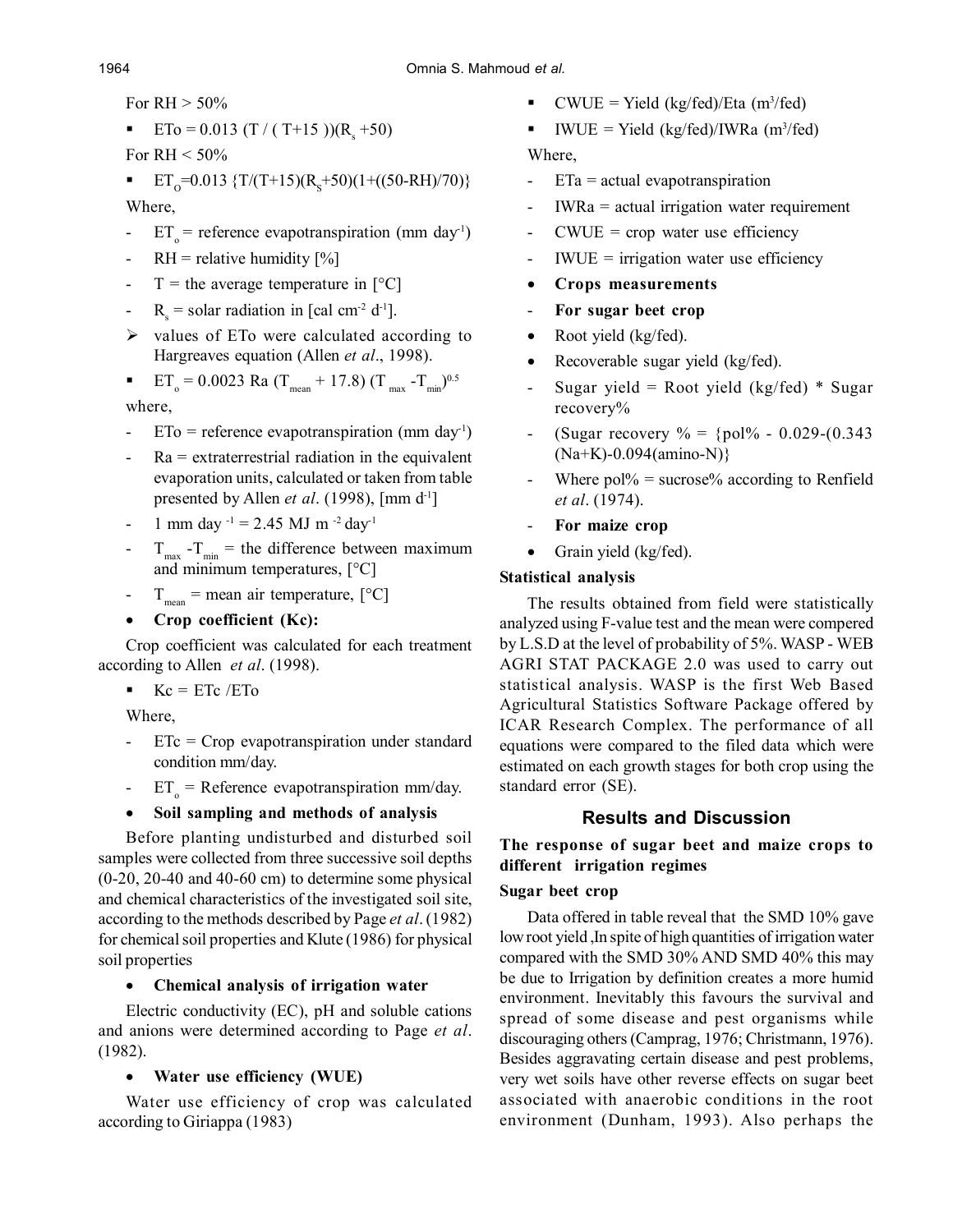For RH > 50%

- $ETo = 0.013 (T / ( T+15 ))(R_s +50)$

For RH < 50%

- $ET_O=0.013 \{T/(T+15)(R_S+50)(1+((50-RH)/70)\}$

Where,

- $ET_o$ = reference evapotranspiration (mm $day^{-1}$)
- RH = relative humidity [%]
- T = the average temperature in [°C]
- $R_s$ = solar radiation in [cal $cm^{-2}$ $d^{-1}$].

➢ values of ETo were calculated according to Hargreaves equation (Allen *et al*., 1998).

- $ET_o = 0.0023\ Ra\ (T_{mean} + 17.8)\ (T_{max} - T_{min})^{0.5}$

where,

- ETo = reference evapotranspiration (mm $day^{-1}$)
- Ra = extraterrestrial radiation in the equivalent evaporation units, calculated or taken from table presented by Allen *et al*. (1998), [mm $d^{-1}$]
- 1 mm $day^{-1}$ = 2.45 MJ $m^{-2}$ $day^{-1}$
- $T_{max} - T_{min}$ = the difference between maximum and minimum temperatures, [°C]
- $T_{mean}$ = mean air temperature, [°C]

- **Crop coefficient (Kc):**

Crop coefficient was calculated for each treatment according to Allen *et al*. (1998).

- $Kc = ETc / ETo$

Where,

- ETc = Crop evapotranspiration under standard condition mm/day.
- $ET_o$ = Reference evapotranspiration mm/day.

- **Soil sampling and methods of analysis**

Before planting undisturbed and disturbed soil samples were collected from three successive soil depths (0-20, 20-40 and 40-60 cm) to determine some physical and chemical characteristics of the investigated soil site, according to the methods described by Page *et al*. (1982) for chemical soil properties and Klute (1986) for physical soil properties

- **Chemical analysis of irrigation water**

Electric conductivity (EC), pH and soluble cations and anions were determined according to Page *et al*. (1982).

- **Water use efficiency (WUE)**

Water use efficiency of crop was calculated according to Giriappa (1983)

- CWUE = Yield (kg/fed)/Eta ($m^3$/fed)
- IWUE = Yield (kg/fed)/IWRa ($m^3$/fed)

Where,

- ETa = actual evapotranspiration
- IWRa = actual irrigation water requirement
- CWUE = crop water use efficiency
- IWUE = irrigation water use efficiency

- **Crops measurements**
- **For sugar beet crop**
- Root yield (kg/fed).
- Recoverable sugar yield (kg/fed).
- Sugar yield = Root yield (kg/fed) * Sugar recovery%
- (Sugar recovery % = {pol% - 0.029-(0.343 (Na+K)-0.094(amino-N)}
- Where pol% = sucrose% according to Renfield *et al*. (1974).
- **For maize crop**
- Grain yield (kg/fed).

### Statistical analysis

The results obtained from field were statistically analyzed using F-value test and the mean were compered by L.S.D at the level of probability of 5%. WASP - WEB AGRI STAT PACKAGE 2.0 was used to carry out statistical analysis. WASP is the first Web Based Agricultural Statistics Software Package offered by ICAR Research Complex. The performance of all equations were compared to the filed data which were estimated on each growth stages for both crop using the standard error (SE).

## Results and Discussion

### The response of sugar beet and maize crops to different irrigation regimes

#### Sugar beet crop

Data offered in table reveal that the SMD 10% gave low root yield ,In spite of high quantities of irrigation water compared with the SMD 30% AND SMD 40% this may be due to Irrigation by definition creates a more humid environment. Inevitably this favours the survival and spread of some disease and pest organisms while discouraging others (Camprag, 1976; Christmann, 1976). Besides aggravating certain disease and pest problems, very wet soils have other reverse effects on sugar beet associated with anaerobic conditions in the root environment (Dunham, 1993). Also perhaps the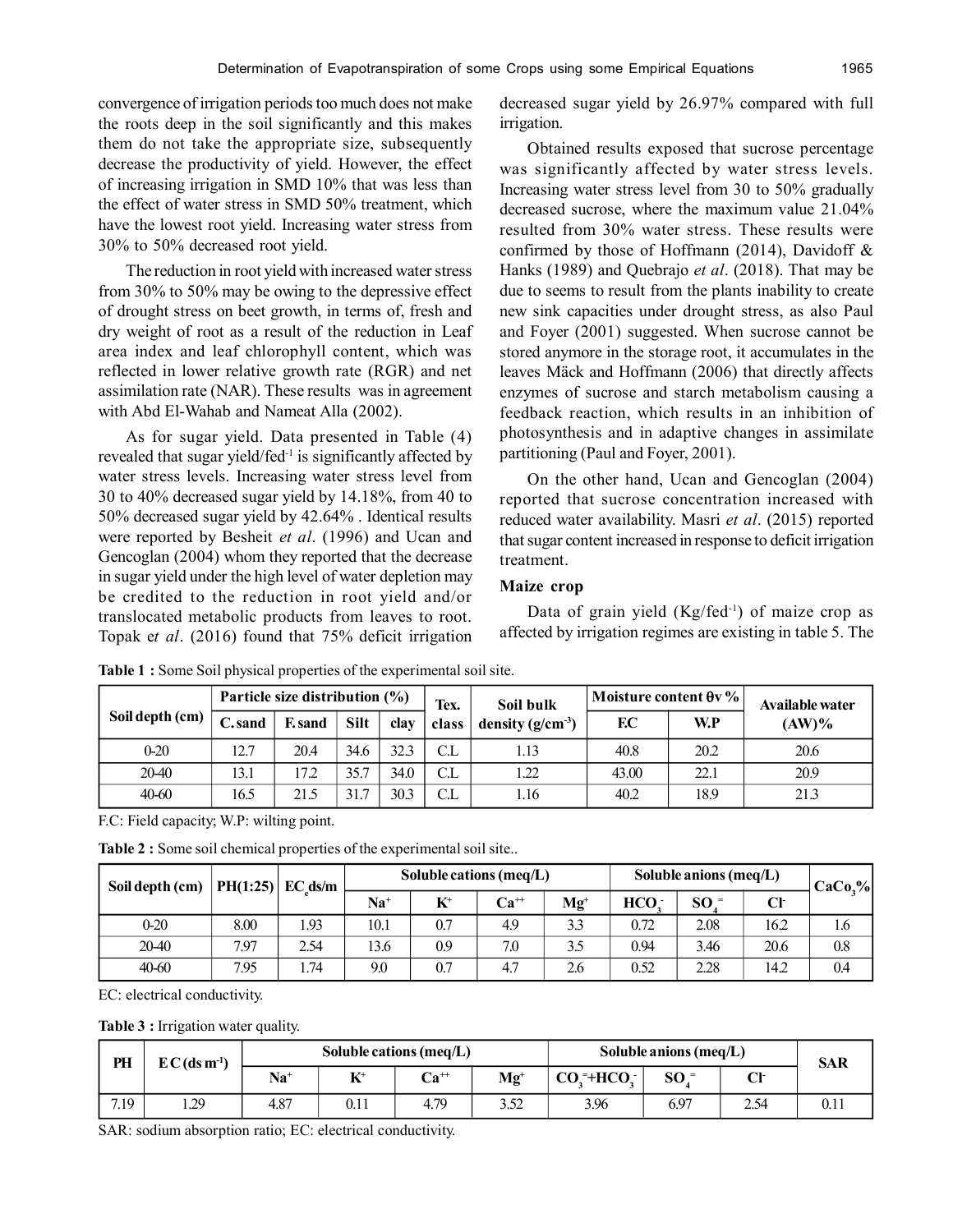convergence of irrigation periods too much does not make the roots deep in the soil significantly and this makes them do not take the appropriate size, subsequently decrease the productivity of yield. However, the effect of increasing irrigation in SMD 10% that was less than the effect of water stress in SMD 50% treatment, which have the lowest root yield. Increasing water stress from 30% to 50% decreased root yield.

The reduction in root yield with increased water stress from 30% to 50% may be owing to the depressive effect of drought stress on beet growth, in terms of, fresh and dry weight of root as a result of the reduction in Leaf area index and leaf chlorophyll content, which was reflected in lower relative growth rate (RGR) and net assimilation rate (NAR). These results was in agreement with Abd El-Wahab and Nameat Alla (2002).

As for sugar yield. Data presented in Table (4) revealed that sugar yield/fed$^{-1}$ is significantly affected by water stress levels. Increasing water stress level from 30 to 40% decreased sugar yield by 14.18%, from 40 to 50% decreased sugar yield by 42.64% . Identical results were reported by Besheit *et al*. (1996) and Ucan and Gencoglan (2004) whom they reported that the decrease in sugar yield under the high level of water depletion may be credited to the reduction in root yield and/or translocated metabolic products from leaves to root. Topak e*t al*. (2016) found that 75% deficit irrigation decreased sugar yield by 26.97% compared with full irrigation.

Obtained results exposed that sucrose percentage was significantly affected by water stress levels. Increasing water stress level from 30 to 50% gradually decreased sucrose, where the maximum value 21.04% resulted from 30% water stress. These results were confirmed by those of Hoffmann (2014), Davidoff & Hanks (1989) and Quebrajo *et al*. (2018). That may be due to seems to result from the plants inability to create new sink capacities under drought stress, as also Paul and Foyer (2001) suggested. When sucrose cannot be stored anymore in the storage root, it accumulates in the leaves Mäck and Hoffmann (2006) that directly affects enzymes of sucrose and starch metabolism causing a feedback reaction, which results in an inhibition of photosynthesis and in adaptive changes in assimilate partitioning (Paul and Foyer, 2001).

On the other hand, Ucan and Gencoglan (2004) reported that sucrose concentration increased with reduced water availability. Masri *et al*. (2015) reported that sugar content increased in response to deficit irrigation treatment.

### Maize crop

Data of grain yield (Kg/fed$^{-1}$) of maize crop as affected by irrigation regimes are existing in table 5. The

**Table 1 :** Some Soil physical properties of the experimental soil site.

| Soil depth (cm) | Particle size distribution (%) | | | | Tex. class | Soil bulk density (g/cm$^{-3}$) | Moisture content θv % | | Available water (AW)% |
|---|---|---|---|---|---|---|---|---|---|
| | C. sand | F. sand | Silt | clay | | | F.C | W.P | |
| 0-20 | 12.7 | 20.4 | 34.6 | 32.3 | C.L | 1.13 | 40.8 | 20.2 | 20.6 |
| 20-40 | 13.1 | 17.2 | 35.7 | 34.0 | C.L | 1.22 | 43.00 | 22.1 | 20.9 |
| 40-60 | 16.5 | 21.5 | 31.7 | 30.3 | C.L | 1.16 | 40.2 | 18.9 | 21.3 |

F.C: Field capacity; W.P: wilting point.

**Table 2 :** Some soil chemical properties of the experimental soil site..

| Soil depth (cm) | PH(1:25) | $EC_e$ds/m | Soluble cations (meq/L) | | | | Soluble anions (meq/L) | | | $CaCo_3$% |
|---|---|---|---|---|---|---|---|---|---|---|
| | | | $Na^+$ | $K^+$ | $Ca^{++}$ | $Mg^+$ | $HCO_3^-$ | $SO_4^=$ | $Cl^-$ | |
| 0-20 | 8.00 | 1.93 | 10.1 | 0.7 | 4.9 | 3.3 | 0.72 | 2.08 | 16.2 | 1.6 |
| 20-40 | 7.97 | 2.54 | 13.6 | 0.9 | 7.0 | 3.5 | 0.94 | 3.46 | 20.6 | 0.8 |
| 40-60 | 7.95 | 1.74 | 9.0 | 0.7 | 4.7 | 2.6 | 0.52 | 2.28 | 14.2 | 0.4 |

EC: electrical conductivity.

**Table 3 :** Irrigation water quality.

| PH | E C (ds m$^{-1}$) | Soluble cations (meq/L) | | | | Soluble anions (meq/L) | | | SAR |
|---|---|---|---|---|---|---|---|---|---|
| | | $Na^+$ | $K^+$ | $Ca^{++}$ | $Mg^+$ | $CO_3^=+HCO_3^-$ | $SO_4^=$ | $Cl^-$ | |
| 7.19 | 1.29 | 4.87 | 0.11 | 4.79 | 3.52 | 3.96 | 6.97 | 2.54 | 0.11 |

SAR: sodium absorption ratio; EC: electrical conductivity.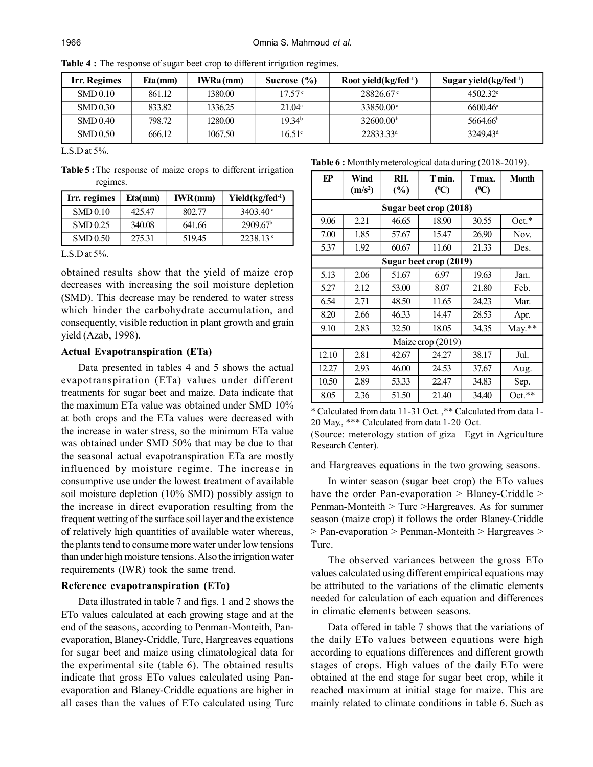**Table 4 :** The response of sugar beet crop to different irrigation regimes.

| Irr. Regimes | Eta (mm) | IWRa (mm) | Sucrose (%) | Root yield(kg/fed$^{-1}$) | Sugar yield(kg/fed$^{-1}$) |
|---|---|---|---|---|---|
| SMD 0.10 | 861.12 | 1380.00 | 17.57 $^{c}$ | 28826.67 $^{c}$ | 4502.32$^{c}$ |
| SMD 0.30 | 833.82 | 1336.25 | 21.04$^{a}$ | 33850.00$^{a}$ | 6600.46$^{a}$ |
| SMD 0.40 | 798.72 | 1280.00 | 19.34$^{b}$ | 32600.00$^{b}$ | 5664.66$^{b}$ |
| SMD 0.50 | 666.12 | 1067.50 | 16.51$^{c}$ | 22833.33$^{d}$ | 3249.43$^{d}$ |

L.S.D at 5%.

**Table 5 :** The response of maize crops to different irrigation regimes.

| Irr. regimes | Eta(mm) | IWR (mm) | Yield(kg/fed$^{-1}$) |
|---|---|---|---|
| SMD 0.10 | 425.47 | 802.77 | 3403.40 $^{a}$ |
| SMD 0.25 | 340.08 | 641.66 | 2909.67$^{b}$ |
| SMD 0.50 | 275.31 | 519.45 | 2238.13 $^{c}$ |

L.S.D at 5%.

obtained results show that the yield of maize crop decreases with increasing the soil moisture depletion (SMD). This decrease may be rendered to water stress which hinder the carbohydrate accumulation, and consequently, visible reduction in plant growth and grain yield (Azab, 1998).

### Actual Evapotranspiration (ETa)

Data presented in tables 4 and 5 shows the actual evapotranspiration (ETa) values under different treatments for sugar beet and maize. Data indicate that the maximum ETa value was obtained under SMD 10% at both crops and the ETa values were decreased with the increase in water stress, so the minimum ETa value was obtained under SMD 50% that may be due to that the seasonal actual evapotranspiration ETa are mostly influenced by moisture regime. The increase in consumptive use under the lowest treatment of available soil moisture depletion (10% SMD) possibly assign to the increase in direct evaporation resulting from the frequent wetting of the surface soil layer and the existence of relatively high quantities of available water whereas, the plants tend to consume more water under low tensions than under high moisture tensions. Also the irrigation water requirements (IWR) took the same trend.

### Reference evapotranspiration (ETo)

Data illustrated in table 7 and figs. 1 and 2 shows the ETo values calculated at each growing stage and at the end of the seasons, according to Penman-Monteith, Pan-evaporation, Blaney-Criddle, Turc, Hargreaves equations for sugar beet and maize using climatological data for the experimental site (table 6). The obtained results indicate that gross ETo values calculated using Pan-evaporation and Blaney-Criddle equations are higher in all cases than the values of ETo calculated using Turc and Hargreaves equations in the two growing seasons.

**Table 6 :** Monthly meterological data during (2018-2019).

| EP | Wind (m/s$^{2}$) | RH. (%) | T min. ($^{0}$C) | T max. ($^{0}$C) | Month |
|---|---|---|---|---|---|
| Sugar beet crop (2018) | | | | | |
| 9.06 | 2.21 | 46.65 | 18.90 | 30.55 | Oct.* |
| 7.00 | 1.85 | 57.67 | 15.47 | 26.90 | Nov. |
| 5.37 | 1.92 | 60.67 | 11.60 | 21.33 | Des. |
| Sugar beet crop (2019) | | | | | |
| 5.13 | 2.06 | 51.67 | 6.97 | 19.63 | Jan. |
| 5.27 | 2.12 | 53.00 | 8.07 | 21.80 | Feb. |
| 6.54 | 2.71 | 48.50 | 11.65 | 24.23 | Mar. |
| 8.20 | 2.66 | 46.33 | 14.47 | 28.53 | Apr. |
| 9.10 | 2.83 | 32.50 | 18.05 | 34.35 | May.** |
| Maize crop (2019) | | | | | |
| 12.10 | 2.81 | 42.67 | 24.27 | 38.17 | Jul. |
| 12.27 | 2.93 | 46.00 | 24.53 | 37.67 | Aug. |
| 10.50 | 2.89 | 53.33 | 22.47 | 34.83 | Sep. |
| 8.05 | 2.36 | 51.50 | 21.40 | 34.40 | Oct.** |

\* Calculated from data 11-31 Oct. ,** Calculated from data 1-20 May., *** Calculated from data 1-20 Oct.

(Source: meterology station of giza –Egyt in Agriculture Research Center).

In winter season (sugar beet crop) the ETo values have the order Pan-evaporation > Blaney-Criddle > Penman-Monteith > Turc >Hargreaves. As for summer season (maize crop) it follows the order Blaney-Criddle > Pan-evaporation > Penman-Monteith > Hargreaves > Turc.

The observed variances between the gross ETo values calculated using different empirical equations may be attributed to the variations of the climatic elements needed for calculation of each equation and differences in climatic elements between seasons.

Data offered in table 7 shows that the variations of the daily ETo values between equations were high according to equations differences and different growth stages of crops. High values of the daily ETo were obtained at the end stage for sugar beet crop, while it reached maximum at initial stage for maize. This are mainly related to climate conditions in table 6. Such as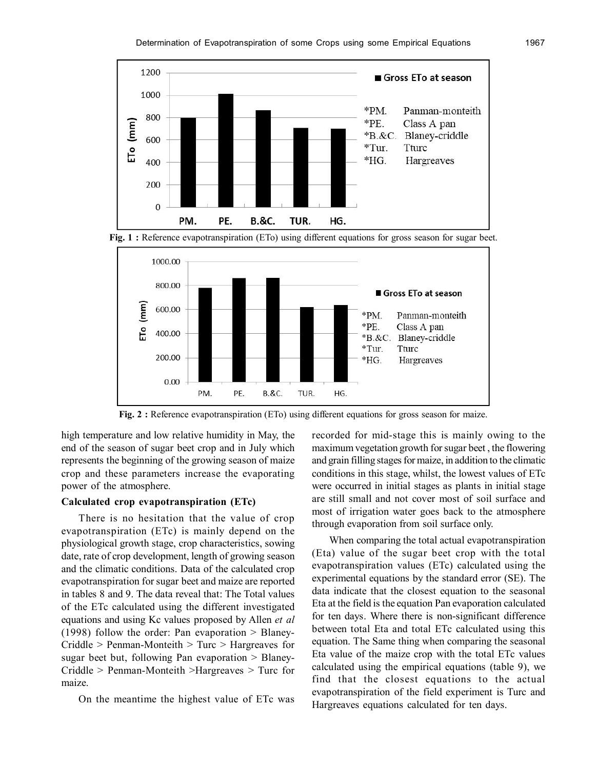Fig. 1 : Reference evapotranspiration (ETo) using different equations for gross season for sugar beet.

Fig. 2 : Reference evapotranspiration (ETo) using different equations for gross season for maize.

high temperature and low relative humidity in May, the end of the season of sugar beet crop and in July which represents the beginning of the growing season of maize crop and these parameters increase the evaporating power of the atmosphere.

### Calculated crop evapotranspiration (ETc)

There is no hesitation that the value of crop evapotranspiration (ETc) is mainly depend on the physiological growth stage, crop characteristics, sowing date, rate of crop development, length of growing season and the climatic conditions. Data of the calculated crop evapotranspiration for sugar beet and maize are reported in tables 8 and 9. The data reveal that: The Total values of the ETc calculated using the different investigated equations and using Kc values proposed by Allen *et al* (1998) follow the order: Pan evaporation > Blaney-Criddle > Penman-Monteith > Turc > Hargreaves for sugar beet but, following Pan evaporation > Blaney-Criddle > Penman-Monteith >Hargreaves > Turc for maize.

On the meantime the highest value of ETc was recorded for mid-stage this is mainly owing to the maximum vegetation growth for sugar beet , the flowering and grain filling stages for maize, in addition to the climatic conditions in this stage, whilst, the lowest values of ETc were occurred in initial stages as plants in initial stage are still small and not cover most of soil surface and most of irrigation water goes back to the atmosphere through evaporation from soil surface only.

When comparing the total actual evapotranspiration (Eta) value of the sugar beet crop with the total evapotranspiration values (ETc) calculated using the experimental equations by the standard error (SE). The data indicate that the closest equation to the seasonal Eta at the field is the equation Pan evaporation calculated for ten days. Where there is non-significant difference between total Eta and total ETc calculated using this equation. The Same thing when comparing the seasonal Eta value of the maize crop with the total ETc values calculated using the empirical equations (table 9), we find that the closest equations to the actual evapotranspiration of the field experiment is Turc and Hargreaves equations calculated for ten days.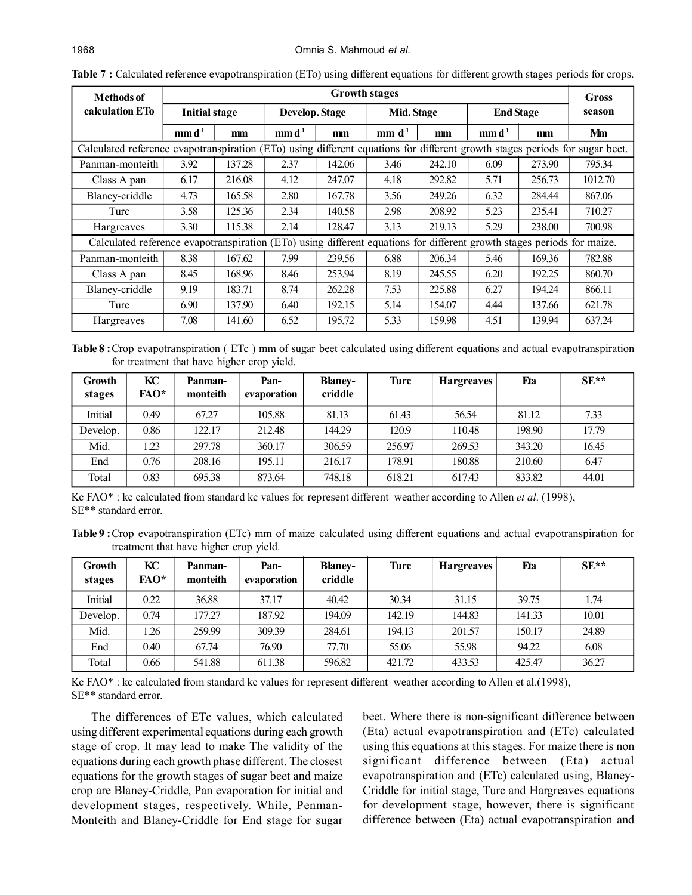**Table 7 :** Calculated reference evapotranspiration (ETo) using different equations for different growth stages periods for crops.

| Methods of calculation ETo | Growth stages | | | | | | | | Gross season |
|---|---|---|---|---|---|---|---|---|---|
| | Initial stage | | Develop. Stage | | Mid. Stage | | End Stage | | |
| | mm d$^{-1}$ | mm | mm d$^{-1}$ | mm | mm d$^{-1}$ | mm | mm d$^{-1}$ | mm | Mm |
| Calculated reference evapotranspiration (ETo) using different equations for different growth stages periods for sugar beet. | | | | | | | | | |
| Panman-monteith | 3.92 | 137.28 | 2.37 | 142.06 | 3.46 | 242.10 | 6.09 | 273.90 | 795.34 |
| Class A pan | 6.17 | 216.08 | 4.12 | 247.07 | 4.18 | 292.82 | 5.71 | 256.73 | 1012.70 |
| Blaney-criddle | 4.73 | 165.58 | 2.80 | 167.78 | 3.56 | 249.26 | 6.32 | 284.44 | 867.06 |
| Turc | 3.58 | 125.36 | 2.34 | 140.58 | 2.98 | 208.92 | 5.23 | 235.41 | 710.27 |
| Hargreaves | 3.30 | 115.38 | 2.14 | 128.47 | 3.13 | 219.13 | 5.29 | 238.00 | 700.98 |
| Calculated reference evapotranspiration (ETo) using different equations for different growth stages periods for maize. | | | | | | | | | |
| Panman-monteith | 8.38 | 167.62 | 7.99 | 239.56 | 6.88 | 206.34 | 5.46 | 169.36 | 782.88 |
| Class A pan | 8.45 | 168.96 | 8.46 | 253.94 | 8.19 | 245.55 | 6.20 | 192.25 | 860.70 |
| Blaney-criddle | 9.19 | 183.71 | 8.74 | 262.28 | 7.53 | 225.88 | 6.27 | 194.24 | 866.11 |
| Turc | 6.90 | 137.90 | 6.40 | 192.15 | 5.14 | 154.07 | 4.44 | 137.66 | 621.78 |
| Hargreaves | 7.08 | 141.60 | 6.52 | 195.72 | 5.33 | 159.98 | 4.51 | 139.94 | 637.24 |

**Table 8 :** Crop evapotranspiration ( ETc ) mm of sugar beet calculated using different equations and actual evapotranspiration for treatment that have higher crop yield.

| Growth stages | KC FAO* | Panman-monteith | Pan-evaporation | Blaney-criddle | Turc | Hargreaves | Eta | SE** |
|---|---|---|---|---|---|---|---|---|
| Initial | 0.49 | 67.27 | 105.88 | 81.13 | 61.43 | 56.54 | 81.12 | 7.33 |
| Develop. | 0.86 | 122.17 | 212.48 | 144.29 | 120.9 | 110.48 | 198.90 | 17.79 |
| Mid. | 1.23 | 297.78 | 360.17 | 306.59 | 256.97 | 269.53 | 343.20 | 16.45 |
| End | 0.76 | 208.16 | 195.11 | 216.17 | 178.91 | 180.88 | 210.60 | 6.47 |
| Total | 0.83 | 695.38 | 873.64 | 748.18 | 618.21 | 617.43 | 833.82 | 44.01 |

Kc FAO* : kc calculated from standard kc values for represent different weather according to Allen *et al*. (1998),
SE** standard error.

**Table 9 :** Crop evapotranspiration (ETc) mm of maize calculated using different equations and actual evapotranspiration for treatment that have higher crop yield.

| Growth stages | KC FAO* | Panman-monteith | Pan-evaporation | Blaney-criddle | Turc | Hargreaves | Eta | SE** |
|---|---|---|---|---|---|---|---|---|
| Initial | 0.22 | 36.88 | 37.17 | 40.42 | 30.34 | 31.15 | 39.75 | 1.74 |
| Develop. | 0.74 | 177.27 | 187.92 | 194.09 | 142.19 | 144.83 | 141.33 | 10.01 |
| Mid. | 1.26 | 259.99 | 309.39 | 284.61 | 194.13 | 201.57 | 150.17 | 24.89 |
| End | 0.40 | 67.74 | 76.90 | 77.70 | 55.06 | 55.98 | 94.22 | 6.08 |
| Total | 0.66 | 541.88 | 611.38 | 596.82 | 421.72 | 433.53 | 425.47 | 36.27 |

Kc FAO* : kc calculated from standard kc values for represent different weather according to Allen et al.(1998),
SE** standard error.

The differences of ETc values, which calculated using different experimental equations during each growth stage of crop. It may lead to make The validity of the equations during each growth phase different. The closest equations for the growth stages of sugar beet and maize crop are Blaney-Criddle, Pan evaporation for initial and development stages, respectively. While, Penman-Monteith and Blaney-Criddle for End stage for sugar beet. Where there is non-significant difference between (Eta) actual evapotranspiration and (ETc) calculated using this equations at this stages. For maize there is non significant difference between (Eta) actual evapotranspiration and (ETc) calculated using, Blaney-Criddle for initial stage, Turc and Hargreaves equations for development stage, however, there is significant difference between (Eta) actual evapotranspiration and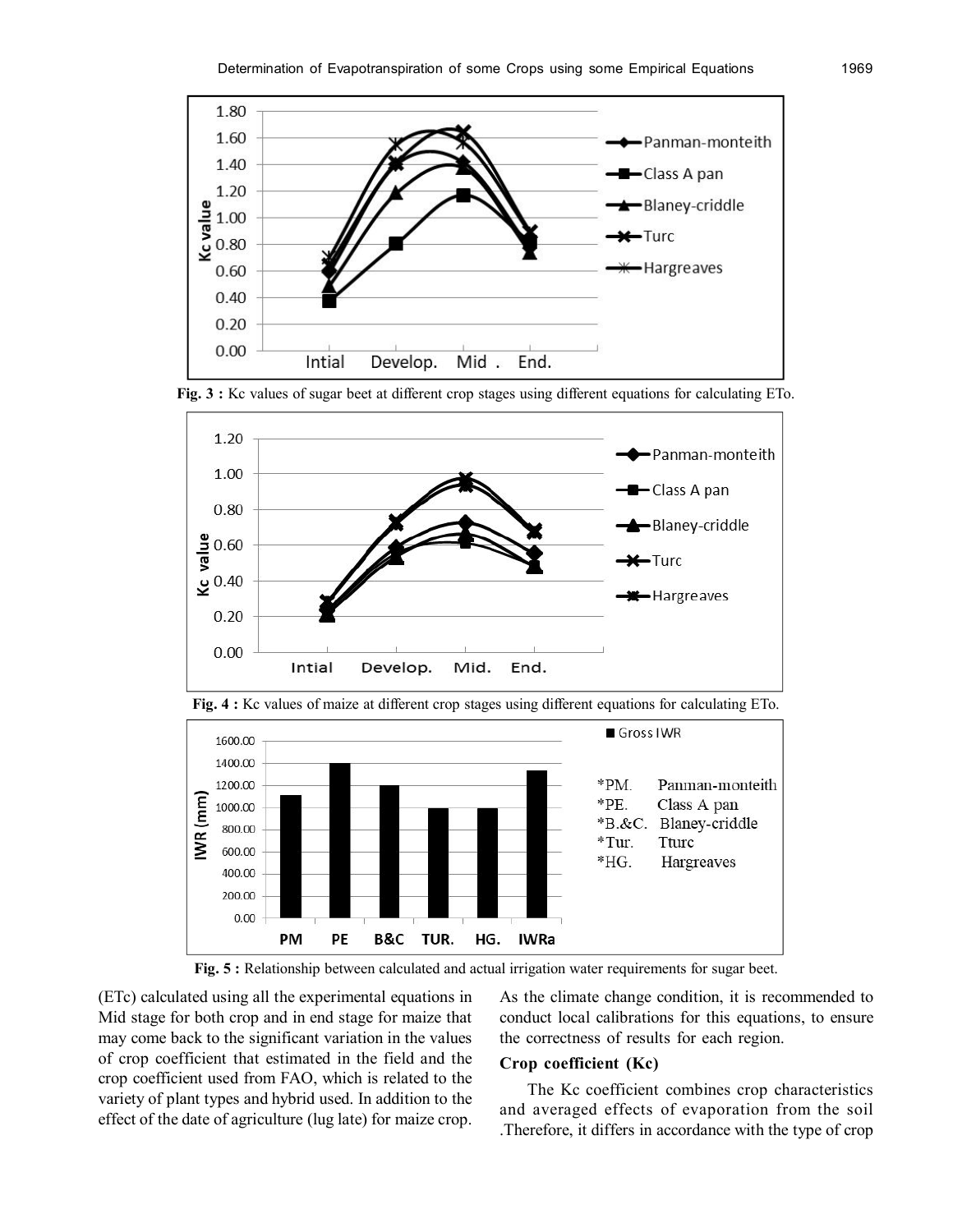Fig. 3 : Kc values of sugar beet at different crop stages using different equations for calculating ETo.

Fig. 4 : Kc values of maize at different crop stages using different equations for calculating ETo.

Fig. 5 : Relationship between calculated and actual irrigation water requirements for sugar beet.

(ETc) calculated using all the experimental equations in Mid stage for both crop and in end stage for maize that may come back to the significant variation in the values of crop coefficient that estimated in the field and the crop coefficient used from FAO, which is related to the variety of plant types and hybrid used. In addition to the effect of the date of agriculture (lug late) for maize crop. As the climate change condition, it is recommended to conduct local calibrations for this equations, to ensure the correctness of results for each region.

### Crop coefficient (Kc)

The Kc coefficient combines crop characteristics and averaged effects of evaporation from the soil .Therefore, it differs in accordance with the type of crop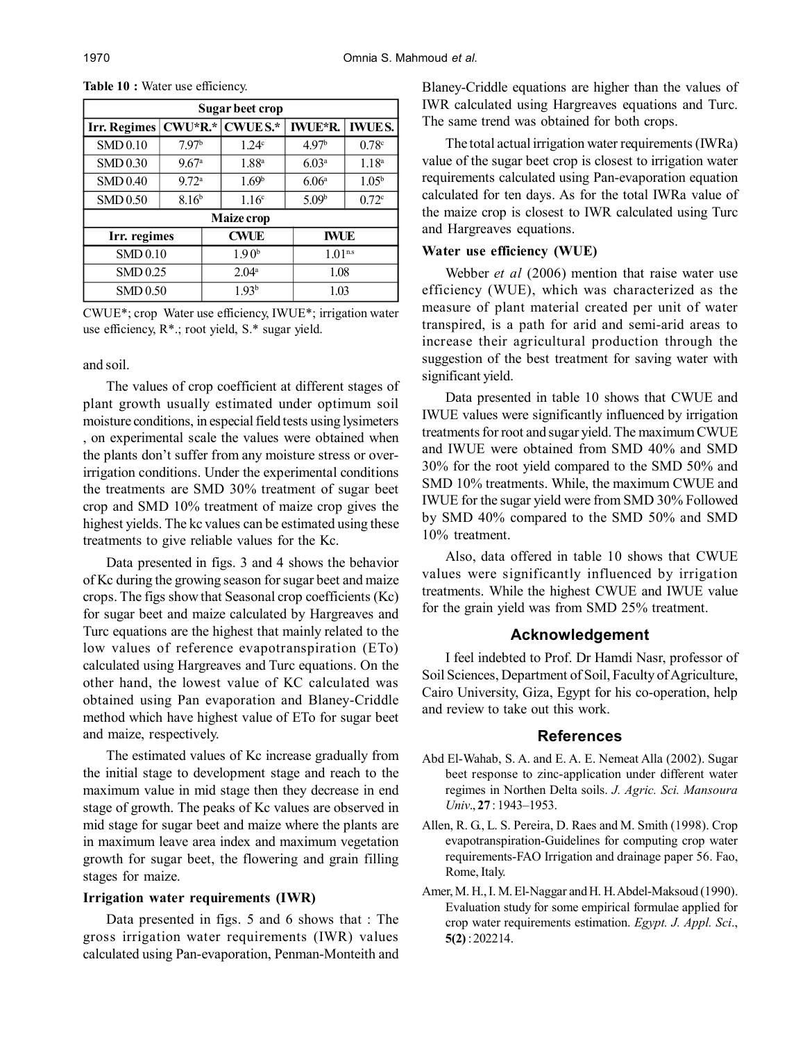**Table 10 :** Water use efficiency.

| Sugar beet crop | | | | |
|---|---|---|---|---|
| Irr. Regimes | CWU*R.* | CWUE S.* | IWUE*R. | IWUE S. |
| SMD 0.10 | 7.97[b] | 1.24[c] | 4.97[b] | 0.78[c] |
| SMD 0.30 | 9.67[a] | 1.88[a] | 6.03[a] | 1.18[a] |
| SMD 0.40 | 9.72[a] | 1.69[b] | 6.06[a] | 1.05[b] |
| SMD 0.50 | 8.16[b] | 1.16[c] | 5.09[b] | 0.72[c] |
| **Maize crop** | | | | |
| Irr. regimes | CWUE | | IWUE | |
| SMD 0.10 | 1.9 0[b] | | 1.01[n.s] | |
| SMD 0.25 | 2.04[a] | | 1.08 | |
| SMD 0.50 | 1.93[b] | | 1.03 | |

CWUE*; crop Water use efficiency, IWUE*; irrigation water use efficiency, R*.; root yield, S.* sugar yield.

and soil.

The values of crop coefficient at different stages of plant growth usually estimated under optimum soil moisture conditions, in especial field tests using lysimeters , on experimental scale the values were obtained when the plants don't suffer from any moisture stress or over-irrigation conditions. Under the experimental conditions the treatments are SMD 30% treatment of sugar beet crop and SMD 10% treatment of maize crop gives the highest yields. The kc values can be estimated using these treatments to give reliable values for the Kc.

Data presented in figs. 3 and 4 shows the behavior of Kc during the growing season for sugar beet and maize crops. The figs show that Seasonal crop coefficients (Kc) for sugar beet and maize calculated by Hargreaves and Turc equations are the highest that mainly related to the low values of reference evapotranspiration (ETo) calculated using Hargreaves and Turc equations. On the other hand, the lowest value of KC calculated was obtained using Pan evaporation and Blaney-Criddle method which have highest value of ETo for sugar beet and maize, respectively.

The estimated values of Kc increase gradually from the initial stage to development stage and reach to the maximum value in mid stage then they decrease in end stage of growth. The peaks of Kc values are observed in mid stage for sugar beet and maize where the plants are in maximum leave area index and maximum vegetation growth for sugar beet, the flowering and grain filling stages for maize.

### Irrigation water requirements (IWR)

Data presented in figs. 5 and 6 shows that : The gross irrigation water requirements (IWR) values calculated using Pan-evaporation, Penman-Monteith and Blaney-Criddle equations are higher than the values of IWR calculated using Hargreaves equations and Turc. The same trend was obtained for both crops.

The total actual irrigation water requirements (IWRa) value of the sugar beet crop is closest to irrigation water requirements calculated using Pan-evaporation equation calculated for ten days. As for the total IWRa value of the maize crop is closest to IWR calculated using Turc and Hargreaves equations.

### Water use efficiency (WUE)

Webber *et al* (2006) mention that raise water use efficiency (WUE), which was characterized as the measure of plant material created per unit of water transpired, is a path for arid and semi-arid areas to increase their agricultural production through the suggestion of the best treatment for saving water with significant yield.

Data presented in table 10 shows that CWUE and IWUE values were significantly influenced by irrigation treatments for root and sugar yield. The maximum CWUE and IWUE were obtained from SMD 40% and SMD 30% for the root yield compared to the SMD 50% and SMD 10% treatments. While, the maximum CWUE and IWUE for the sugar yield were from SMD 30% Followed by SMD 40% compared to the SMD 50% and SMD 10% treatment.

Also, data offered in table 10 shows that CWUE values were significantly influenced by irrigation treatments. While the highest CWUE and IWUE value for the grain yield was from SMD 25% treatment.

## Acknowledgement

I feel indebted to Prof. Dr Hamdi Nasr, professor of Soil Sciences, Department of Soil, Faculty of Agriculture, Cairo University, Giza, Egypt for his co-operation, help and review to take out this work.

## References

Abd El-Wahab, S. A. and E. A. E. Nemeat Alla (2002). Sugar beet response to zinc-application under different water regimes in Northen Delta soils. *J. Agric. Sci. Mansoura Univ*., **27** : 1943–1953.

Allen, R. G., L. S. Pereira, D. Raes and M. Smith (1998). Crop evapotranspiration-Guidelines for computing crop water requirements-FAO Irrigation and drainage paper 56. Fao, Rome, Italy.

Amer, M. H., I. M. El-Naggar and H. H. Abdel-Maksoud (1990). Evaluation study for some empirical formulae applied for crop water requirements estimation. *Egypt. J. Appl. Sci*., **5(2)** : 202214.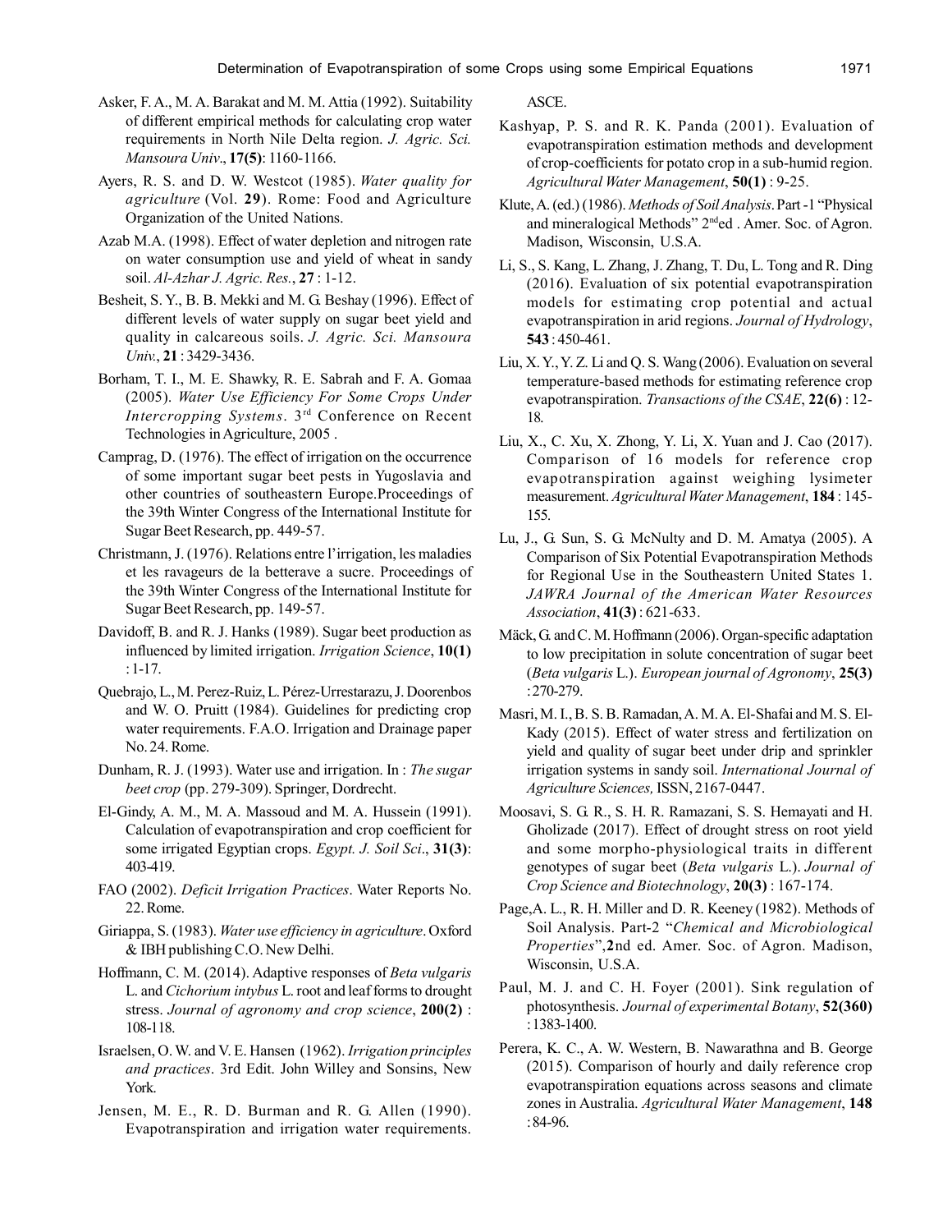Asker, F. A., M. A. Barakat and M. M. Attia (1992). Suitability of different empirical methods for calculating crop water requirements in North Nile Delta region. *J. Agric. Sci. Mansoura Univ*., **17(5)**: 1160-1166.

Ayers, R. S. and D. W. Westcot (1985). *Water quality for agriculture* (Vol. **29**). Rome: Food and Agriculture Organization of the United Nations.

Azab M.A. (1998). Effect of water depletion and nitrogen rate on water consumption use and yield of wheat in sandy soil. *Al-Azhar J. Agric. Res.*, **27** : 1-12.

Besheit, S. Y., B. B. Mekki and M. G. Beshay (1996). Effect of different levels of water supply on sugar beet yield and quality in calcareous soils. *J. Agric. Sci. Mansoura Univ.*, **21** : 3429-3436.

Borham, T. I., M. E. Shawky, R. E. Sabrah and F. A. Gomaa (2005). *Water Use Efficiency For Some Crops Under Intercropping Systems*. 3rd Conference on Recent Technologies in Agriculture, 2005 .

Camprag, D. (1976). The effect of irrigation on the occurrence of some important sugar beet pests in Yugoslavia and other countries of southeastern Europe.Proceedings of the 39th Winter Congress of the International Institute for Sugar Beet Research, pp. 449-57.

Christmann, J. (1976). Relations entre l'irrigation, les maladies et les ravageurs de la betterave a sucre. Proceedings of the 39th Winter Congress of the International Institute for Sugar Beet Research, pp. 149-57.

Davidoff, B. and R. J. Hanks (1989). Sugar beet production as influenced by limited irrigation. *Irrigation Science*, **10(1)** : 1-17.

Quebrajo, L., M. Perez-Ruiz, L. Pérez-Urrestarazu, J. Doorenbos and W. O. Pruitt (1984). Guidelines for predicting crop water requirements. F.A.O. Irrigation and Drainage paper No. 24. Rome.

Dunham, R. J. (1993). Water use and irrigation. In : *The sugar beet crop* (pp. 279-309). Springer, Dordrecht.

El-Gindy, A. M., M. A. Massoud and M. A. Hussein (1991). Calculation of evapotranspiration and crop coefficient for some irrigated Egyptian crops. *Egypt. J. Soil Sci*., **31(3)**: 403-419.

FAO (2002). *Deficit Irrigation Practices*. Water Reports No. 22. Rome.

Giriappa, S. (1983). *Water use efficiency in agriculture*. Oxford & IBH publishing C.O. New Delhi.

Hoffmann, C. M. (2014). Adaptive responses of *Beta vulgaris* L. and *Cichorium intybus* L. root and leaf forms to drought stress. *Journal of agronomy and crop science*, **200(2)** : 108-118.

Israelsen, O. W. and V. E. Hansen (1962). *Irrigation principles and practices*. 3rd Edit. John Willey and Sonsins, New York.

Jensen, M. E., R. D. Burman and R. G. Allen (1990). Evapotranspiration and irrigation water requirements. ASCE.

Kashyap, P. S. and R. K. Panda (2001). Evaluation of evapotranspiration estimation methods and development of crop-coefficients for potato crop in a sub-humid region. *Agricultural Water Management*, **50(1)** : 9-25.

Klute, A. (ed.) (1986). *Methods of Soil Analysis*. Part -1 "Physical and mineralogical Methods" 2nd ed . Amer. Soc. of Agron. Madison, Wisconsin, U.S.A.

Li, S., S. Kang, L. Zhang, J. Zhang, T. Du, L. Tong and R. Ding (2016). Evaluation of six potential evapotranspiration models for estimating crop potential and actual evapotranspiration in arid regions. *Journal of Hydrology*, **543** : 450-461.

Liu, X. Y., Y. Z. Li and Q. S. Wang (2006). Evaluation on several temperature-based methods for estimating reference crop evapotranspiration. *Transactions of the CSAE*, **22(6)** : 12-18.

Liu, X., C. Xu, X. Zhong, Y. Li, X. Yuan and J. Cao (2017). Comparison of 16 models for reference crop evapotranspiration against weighing lysimeter measurement. *Agricultural Water Management*, **184** : 145-155.

Lu, J., G. Sun, S. G. McNulty and D. M. Amatya (2005). A Comparison of Six Potential Evapotranspiration Methods for Regional Use in the Southeastern United States 1. *JAWRA Journal of the American Water Resources Association*, **41(3)** : 621-633.

Mäck, G. and C. M. Hoffmann (2006). Organ-specific adaptation to low precipitation in solute concentration of sugar beet (*Beta vulgaris* L.). *European journal of Agronomy*, **25(3)** : 270-279.

Masri, M. I., B. S. B. Ramadan, A. M. A. El-Shafai and M. S. El-Kady (2015). Effect of water stress and fertilization on yield and quality of sugar beet under drip and sprinkler irrigation systems in sandy soil. *International Journal of Agriculture Sciences,* ISSN, 2167-0447.

Moosavi, S. G. R., S. H. R. Ramazani, S. S. Hemayati and H. Gholizade (2017). Effect of drought stress on root yield and some morpho-physiological traits in different genotypes of sugar beet (*Beta vulgaris* L.). *Journal of Crop Science and Biotechnology*, **20(3)** : 167-174.

Page,A. L., R. H. Miller and D. R. Keeney (1982). Methods of Soil Analysis. Part-2 "*Chemical and Microbiological Properties*",**2**nd ed. Amer. Soc. of Agron. Madison, Wisconsin, U.S.A.

Paul, M. J. and C. H. Foyer (2001). Sink regulation of photosynthesis. *Journal of experimental Botany*, **52(360)** : 1383-1400.

Perera, K. C., A. W. Western, B. Nawarathna and B. George (2015). Comparison of hourly and daily reference crop evapotranspiration equations across seasons and climate zones in Australia. *Agricultural Water Management*, **148** : 84-96.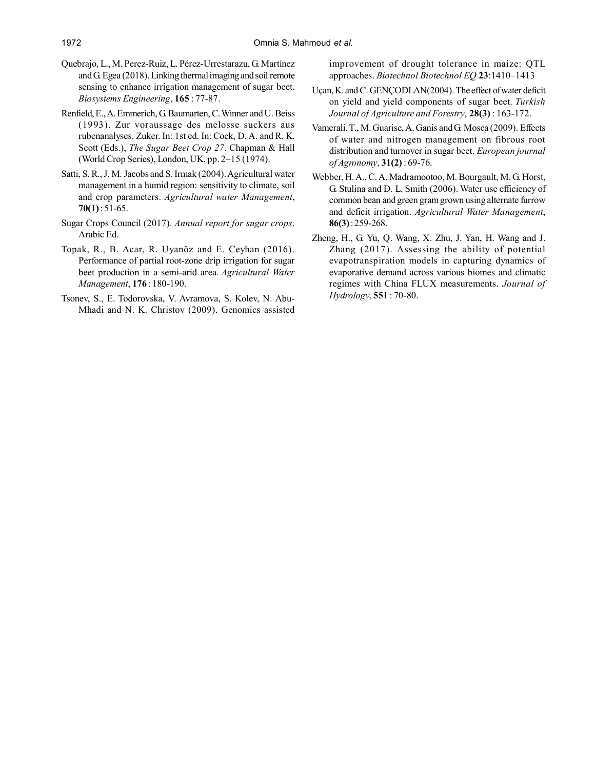Quebrajo, L., M. Perez-Ruiz, L. Pérez-Urrestarazu, G. Martínez and G. Egea (2018). Linking thermal imaging and soil remote sensing to enhance irrigation management of sugar beet. *Biosystems Engineering*, **165** : 77-87.

Renfield, E., A. Emmerich, G. Baumarten, C. Winner and U. Beiss (1993). Zur voraussage des melosse suckers aus rubenanalyses. Zuker. In: 1st ed. In: Cock, D. A. and R. K. Scott (Eds.), *The Sugar Beet Crop 27*. Chapman & Hall (World Crop Series), London, UK, pp. 2–15 (1974).

Satti, S. R., J. M. Jacobs and S. Irmak (2004). Agricultural water management in a humid region: sensitivity to climate, soil and crop parameters. *Agricultural water Management*, **70(1)** : 51-65.

Sugar Crops Council (2017). *Annual report for sugar crops*. Arabic Ed.

Topak, R., B. Acar, R. Uyanöz and E. Ceyhan (2016). Performance of partial root-zone drip irrigation for sugar beet production in a semi-arid area. *Agricultural Water Management*, **176** : 180-190.

Tsonev, S., E. Todorovska, V. Avramova, S. Kolev, N. Abu-Mhadi and N. K. Christov (2009). Genomics assisted improvement of drought tolerance in maize: QTL approaches. *Biotechnol Biotechnol EQ* **23**:1410–1413

Uçan, K. and C. GENÇOĐLAN(2004). The effect of water deficit on yield and yield components of sugar beet. *Turkish Journal of Agriculture and Forestry*, **28(3)** : 163-172.

Vamerali, T., M. Guarise, A. Ganis and G. Mosca (2009). Effects of water and nitrogen management on fibrous root distribution and turnover in sugar beet. *European journal of Agronomy*, **31(2)** : 69-76.

Webber, H. A., C. A. Madramootoo, M. Bourgault, M. G. Horst, G. Stulina and D. L. Smith (2006). Water use efficiency of common bean and green gram grown using alternate furrow and deficit irrigation. *Agricultural Water Management*, **86(3)** : 259-268.

Zheng, H., G. Yu, Q. Wang, X. Zhu, J. Yan, H. Wang and J. Zhang (2017). Assessing the ability of potential evapotranspiration models in capturing dynamics of evaporative demand across various biomes and climatic regimes with China FLUX measurements. *Journal of Hydrology*, **551** : 70-80.